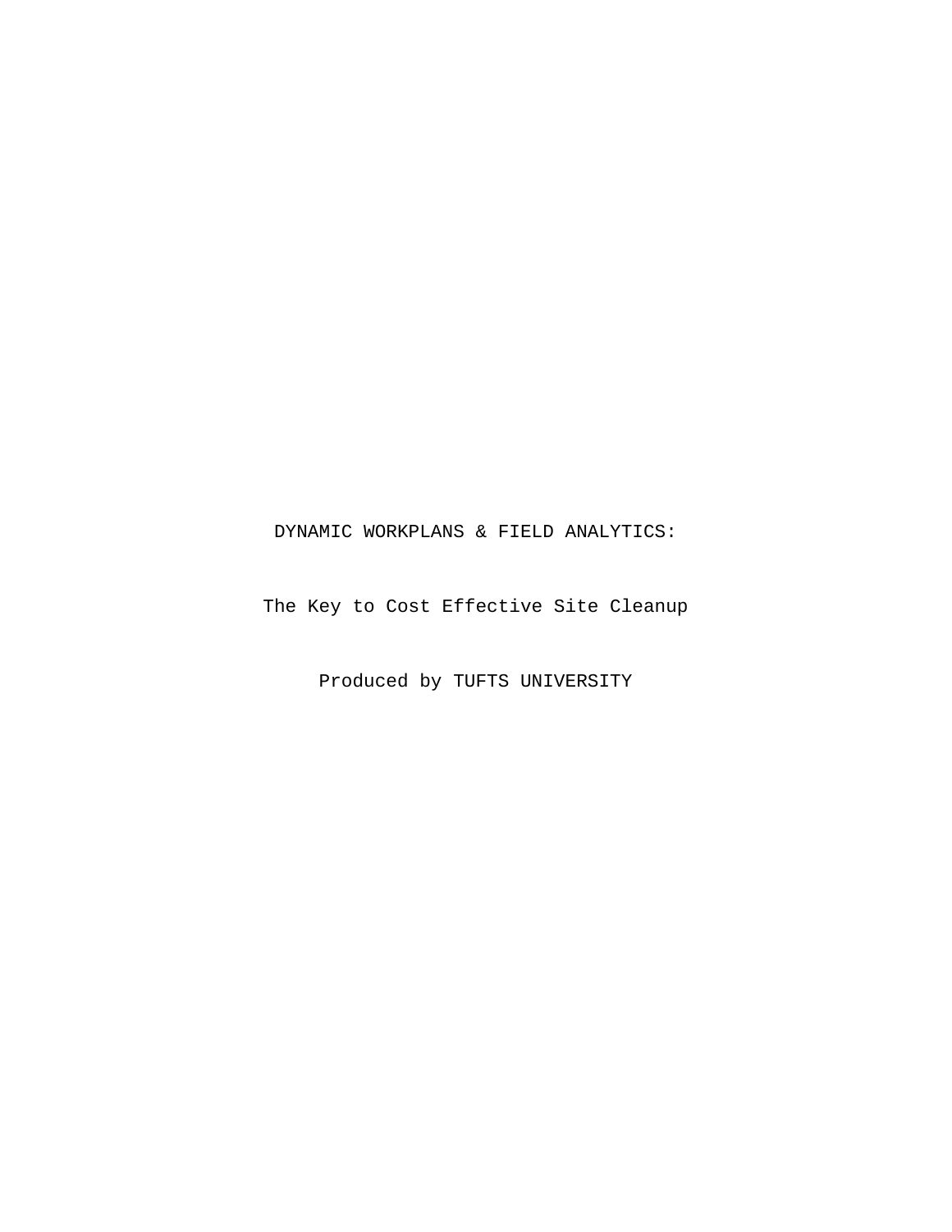# DYNAMIC WORKPLANS & FIELD ANALYTICS:

## The Key to Cost Effective Site Cleanup

Produced by TUFTS UNIVERSITY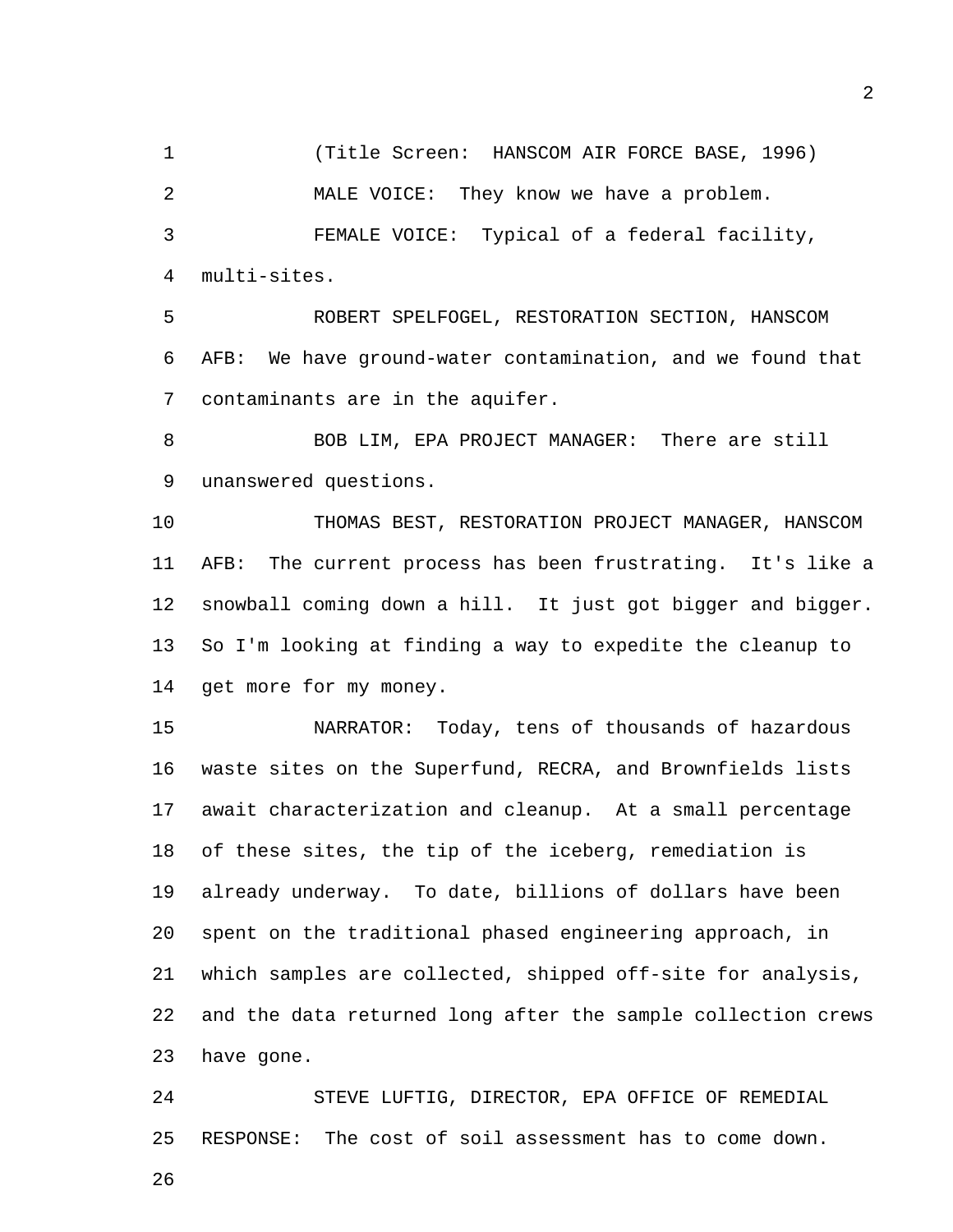(Title Screen: HANSCOM AIR FORCE BASE, 1996)

MALE VOICE: They know we have a problem.

FEMALE VOICE: Typical of a federal facility, multi-sites.

ROBERT SPELFOGEL, RESTORATION SECTION, HANSCOM AFB: We have ground-water contamination, and we found that contaminants are in the aquifer.

BOB LIM, EPA PROJECT MANAGER: There are still unanswered questions.

THOMAS BEST, RESTORATION PROJECT MANAGER, HANSCOM AFB: The current process has been frustrating. It's like a snowball coming down a hill. It just got bigger and bigger. So I'm looking at finding a way to expedite the cleanup to get more for my money.

NARRATOR: Today, tens of thousands of hazardous waste sites on the Superfund, RECRA, and Brownfields lists await characterization and cleanup. At a small percentage of these sites, the tip of the iceberg, remediation is already underway. To date, billions of dollars have been spent on the traditional phased engineering approach, in which samples are collected, shipped off-site for analysis, and the data returned long after the sample collection crews have gone.

STEVE LUFTIG, DIRECTOR, EPA OFFICE OF REMEDIAL RESPONSE: The cost of soil assessment has to come down.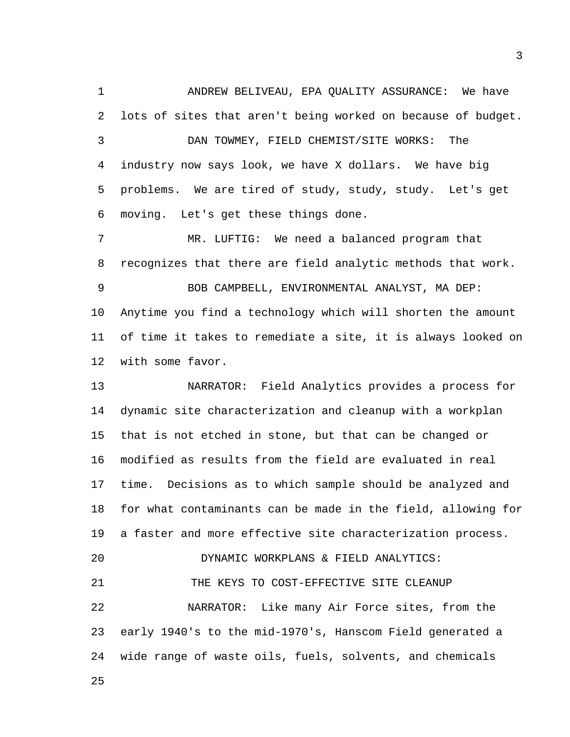ANDREW BELIVEAU, EPA QUALITY ASSURANCE: We have lots of sites that aren't being worked on because of budget.

DAN TOWMEY, FIELD CHEMIST/SITE WORKS: The industry now says look, we have X dollars. We have big problems. We are tired of study, study, study. Let's get moving. Let's get these things done.

MR. LUFTIG: We need a balanced program that recognizes that there are field analytic methods that work.

BOB CAMPBELL, ENVIRONMENTAL ANALYST, MA DEP: Anytime you find a technology which will shorten the amount of time it takes to remediate a site, it is always looked on with some favor.

NARRATOR: Field Analytics provides a process for dynamic site characterization and cleanup with a workplan that is not etched in stone, but that can be changed or modified as results from the field are evaluated in real time. Decisions as to which sample should be analyzed and for what contaminants can be made in the field, allowing for a faster and more effective site characterization process.

DYNAMIC WORKPLANS & FIELD ANALYTICS:

THE KEYS TO COST-EFFECTIVE SITE CLEANUP

NARRATOR: Like many Air Force sites, from the early 1940's to the mid-1970's, Hanscom Field generated a wide range of waste oils, fuels, solvents, and chemicals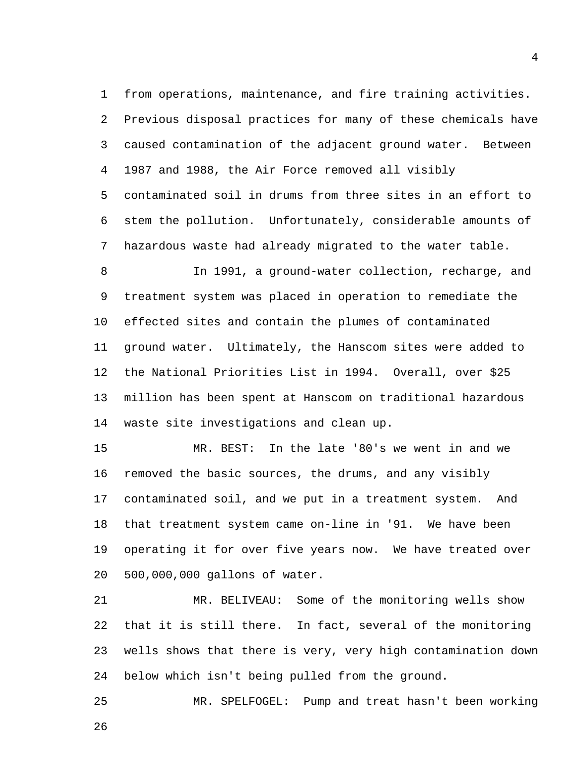from operations, maintenance, and fire training activities. Previous disposal practices for many of these chemicals have caused contamination of the adjacent ground water. Between 1987 and 1988, the Air Force removed all visibly contaminated soil in drums from three sites in an effort to stem the pollution. Unfortunately, considerable amounts of hazardous waste had already migrated to the water table.

In 1991, a ground-water collection, recharge, and treatment system was placed in operation to remediate the effected sites and contain the plumes of contaminated ground water. Ultimately, the Hanscom sites were added to the National Priorities List in 1994. Overall, over $25 million has been spent at Hanscom on traditional hazardous waste site investigations and clean up.

MR. BEST: In the late '80's we went in and we removed the basic sources, the drums, and any visibly contaminated soil, and we put in a treatment system. And that treatment system came on-line in '91. We have been operating it for over five years now. We have treated over 500,000,000 gallons of water.

MR. BELIVEAU: Some of the monitoring wells show that it is still there. In fact, several of the monitoring wells shows that there is very, very high contamination down below which isn't being pulled from the ground.

MR. SPELFOGEL: Pump and treat hasn't been working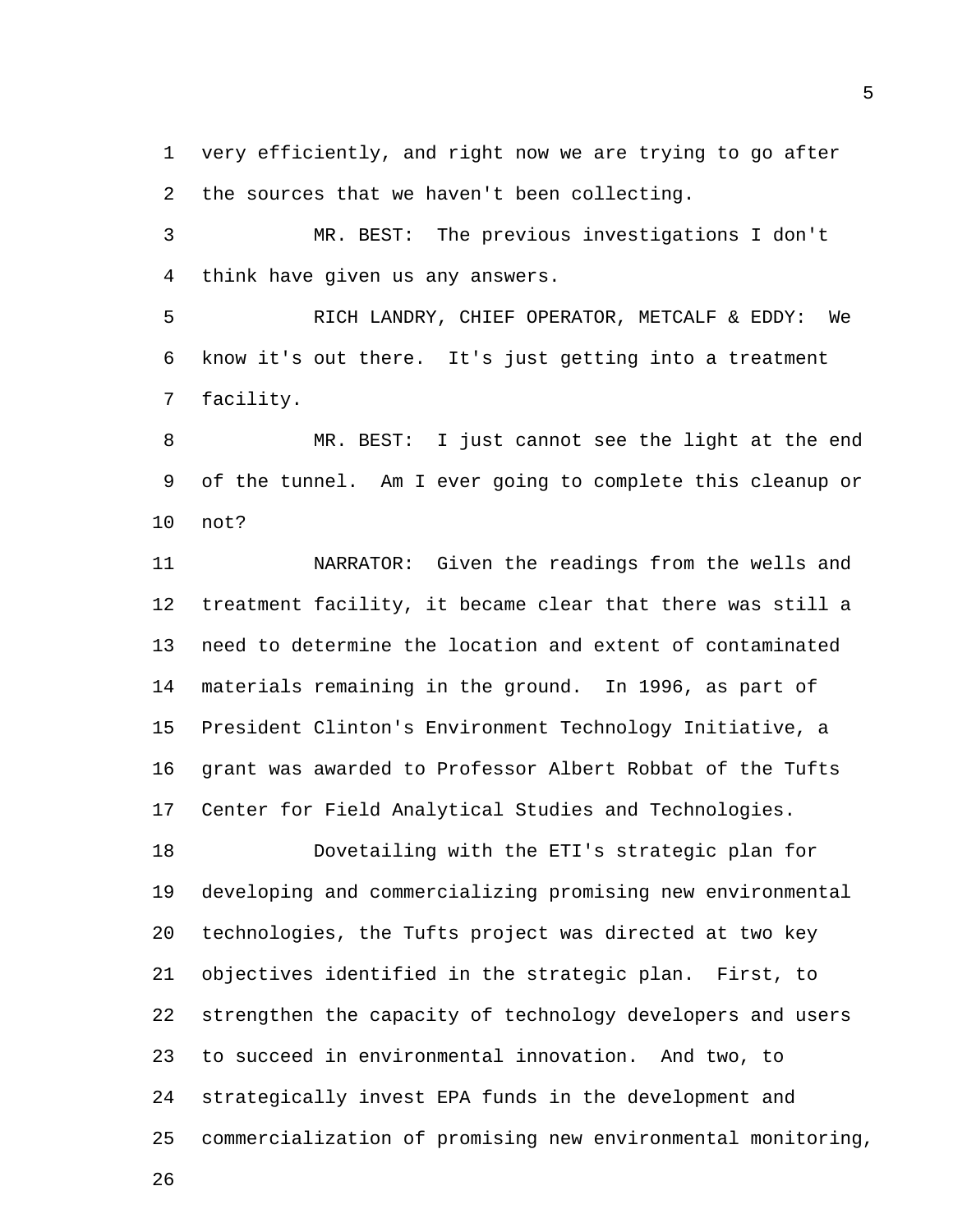very efficiently, and right now we are trying to go after the sources that we haven't been collecting.

MR. BEST: The previous investigations I don't think have given us any answers.

RICH LANDRY, CHIEF OPERATOR, METCALF & EDDY: We know it's out there. It's just getting into a treatment facility.

MR. BEST: I just cannot see the light at the end of the tunnel. Am I ever going to complete this cleanup or not?

NARRATOR: Given the readings from the wells and treatment facility, it became clear that there was still a need to determine the location and extent of contaminated materials remaining in the ground. In 1996, as part of President Clinton's Environment Technology Initiative, a grant was awarded to Professor Albert Robbat of the Tufts Center for Field Analytical Studies and Technologies.

Dovetailing with the ETI's strategic plan for developing and commercializing promising new environmental technologies, the Tufts project was directed at two key objectives identified in the strategic plan. First, to strengthen the capacity of technology developers and users to succeed in environmental innovation. And two, to strategically invest EPA funds in the development and commercialization of promising new environmental monitoring,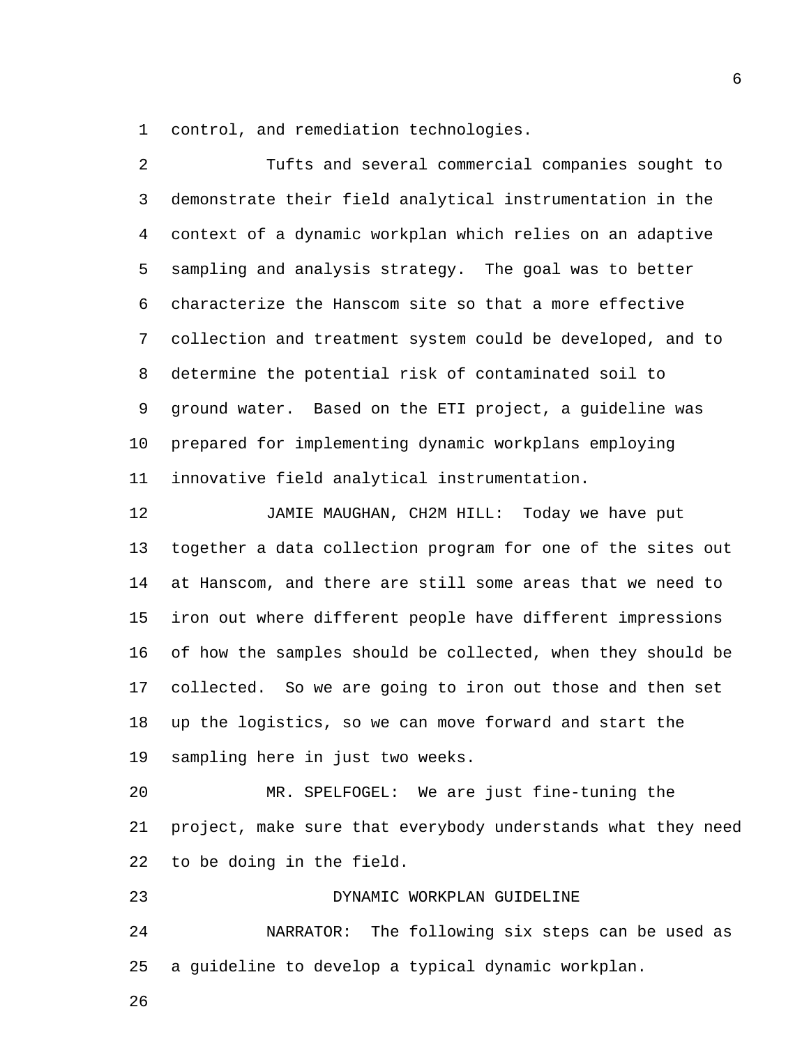control, and remediation technologies.

Tufts and several commercial companies sought to demonstrate their field analytical instrumentation in the context of a dynamic workplan which relies on an adaptive sampling and analysis strategy. The goal was to better characterize the Hanscom site so that a more effective collection and treatment system could be developed, and to determine the potential risk of contaminated soil to ground water. Based on the ETI project, a guideline was prepared for implementing dynamic workplans employing innovative field analytical instrumentation.

JAMIE MAUGHAN, CH2M HILL: Today we have put together a data collection program for one of the sites out at Hanscom, and there are still some areas that we need to iron out where different people have different impressions of how the samples should be collected, when they should be collected. So we are going to iron out those and then set up the logistics, so we can move forward and start the sampling here in just two weeks.

MR. SPELFOGEL: We are just fine-tuning the project, make sure that everybody understands what they need to be doing in the field.

## DYNAMIC WORKPLAN GUIDELINE

NARRATOR: The following six steps can be used as a guideline to develop a typical dynamic workplan.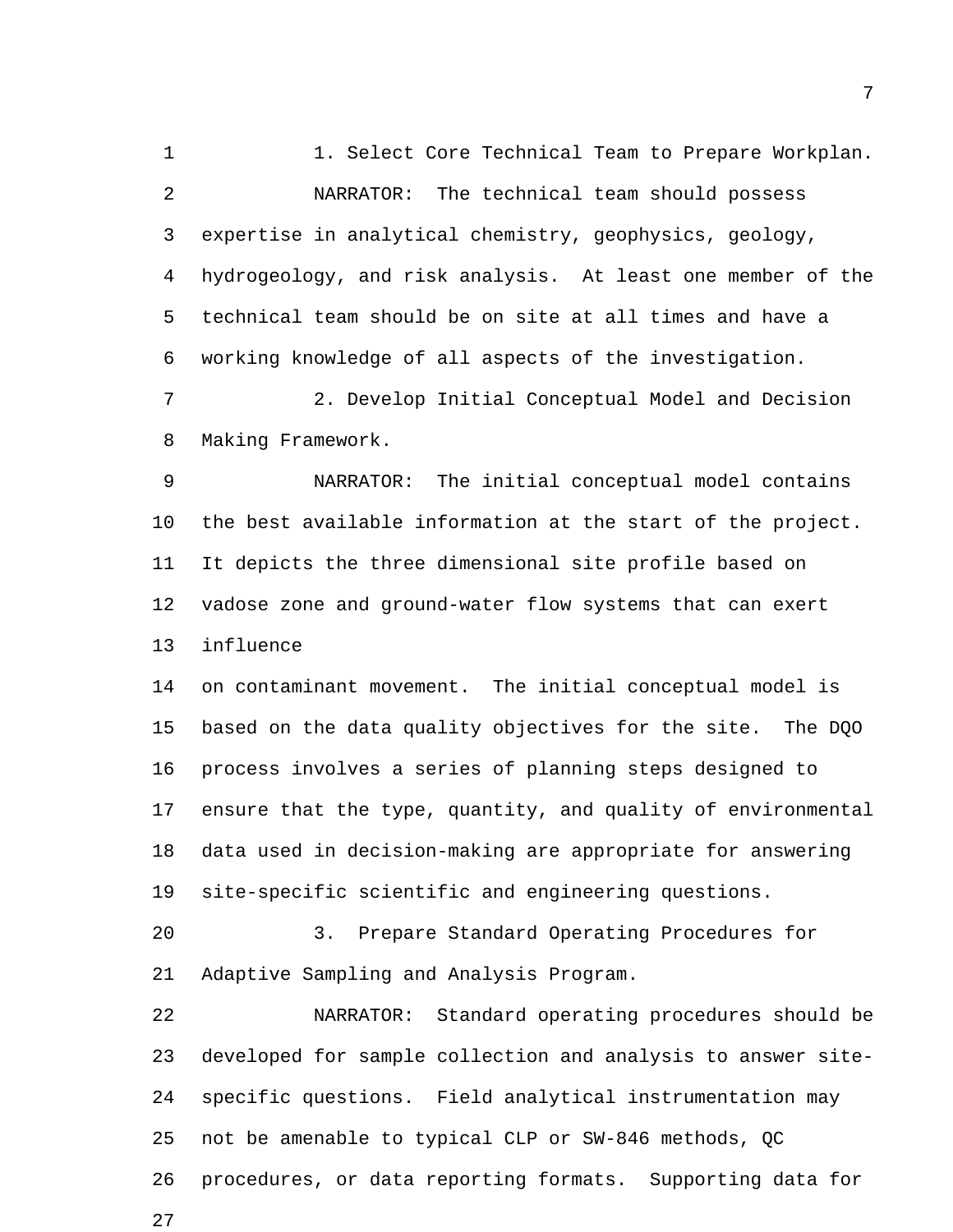1. Select Core Technical Team to Prepare Workplan.

NARRATOR: The technical team should possess expertise in analytical chemistry, geophysics, geology, hydrogeology, and risk analysis. At least one member of the technical team should be on site at all times and have a working knowledge of all aspects of the investigation.

2. Develop Initial Conceptual Model and Decision Making Framework.

NARRATOR: The initial conceptual model contains the best available information at the start of the project. It depicts the three dimensional site profile based on vadose zone and ground-water flow systems that can exert influence on contaminant movement. The initial conceptual model is based on the data quality objectives for the site. The DQO process involves a series of planning steps designed to ensure that the type, quantity, and quality of environmental data used in decision-making are appropriate for answering site-specific scientific and engineering questions.

3. Prepare Standard Operating Procedures for Adaptive Sampling and Analysis Program.

NARRATOR: Standard operating procedures should be developed for sample collection and analysis to answer site-specific questions. Field analytical instrumentation may not be amenable to typical CLP or SW-846 methods, QC procedures, or data reporting formats. Supporting data for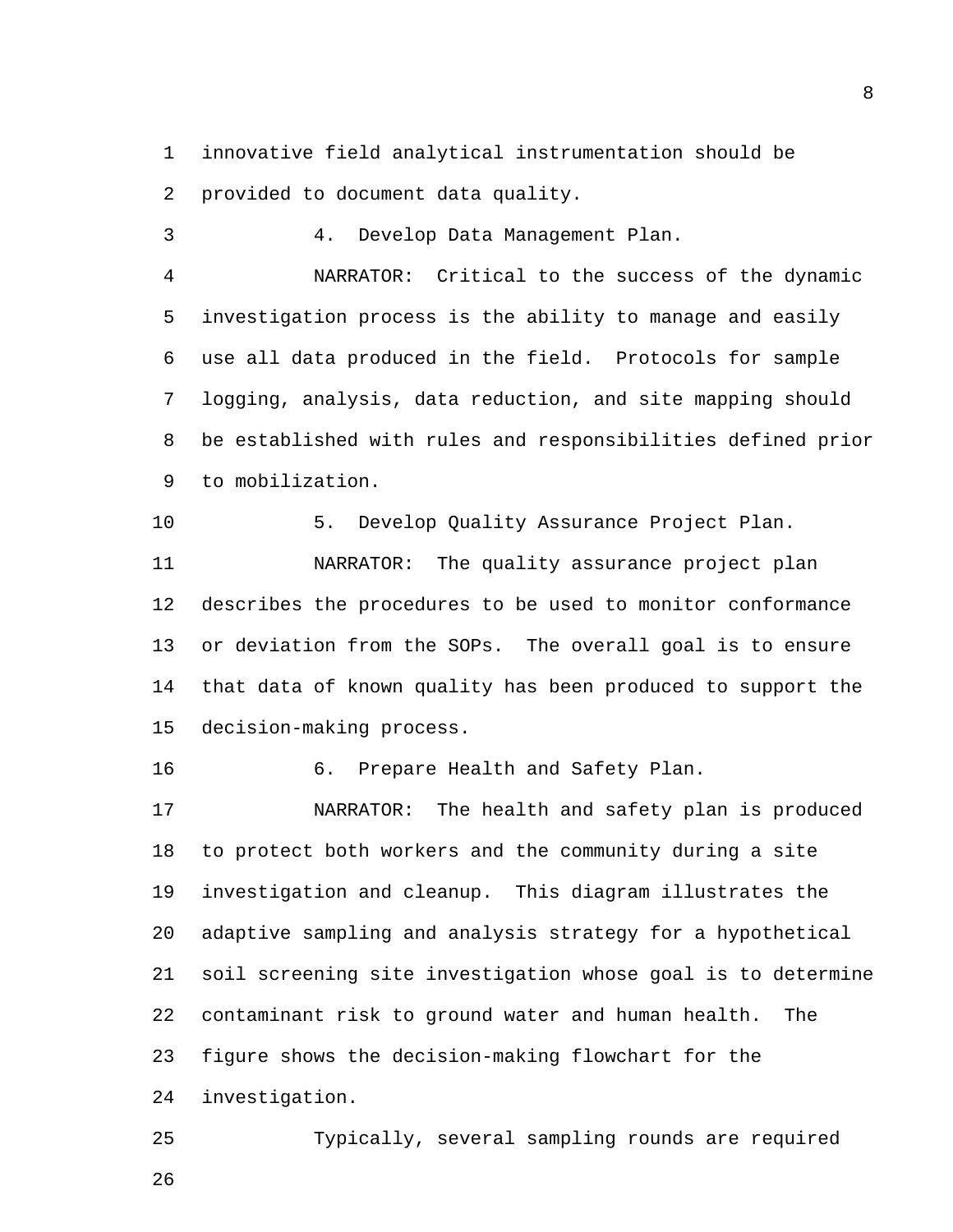innovative field analytical instrumentation should be provided to document data quality.

4. Develop Data Management Plan.

NARRATOR: Critical to the success of the dynamic investigation process is the ability to manage and easily use all data produced in the field. Protocols for sample logging, analysis, data reduction, and site mapping should be established with rules and responsibilities defined prior to mobilization.

5. Develop Quality Assurance Project Plan.

NARRATOR: The quality assurance project plan describes the procedures to be used to monitor conformance or deviation from the SOPs. The overall goal is to ensure that data of known quality has been produced to support the decision-making process.

6. Prepare Health and Safety Plan.

NARRATOR: The health and safety plan is produced to protect both workers and the community during a site investigation and cleanup. This diagram illustrates the adaptive sampling and analysis strategy for a hypothetical soil screening site investigation whose goal is to determine contaminant risk to ground water and human health. The figure shows the decision-making flowchart for the investigation.

Typically, several sampling rounds are required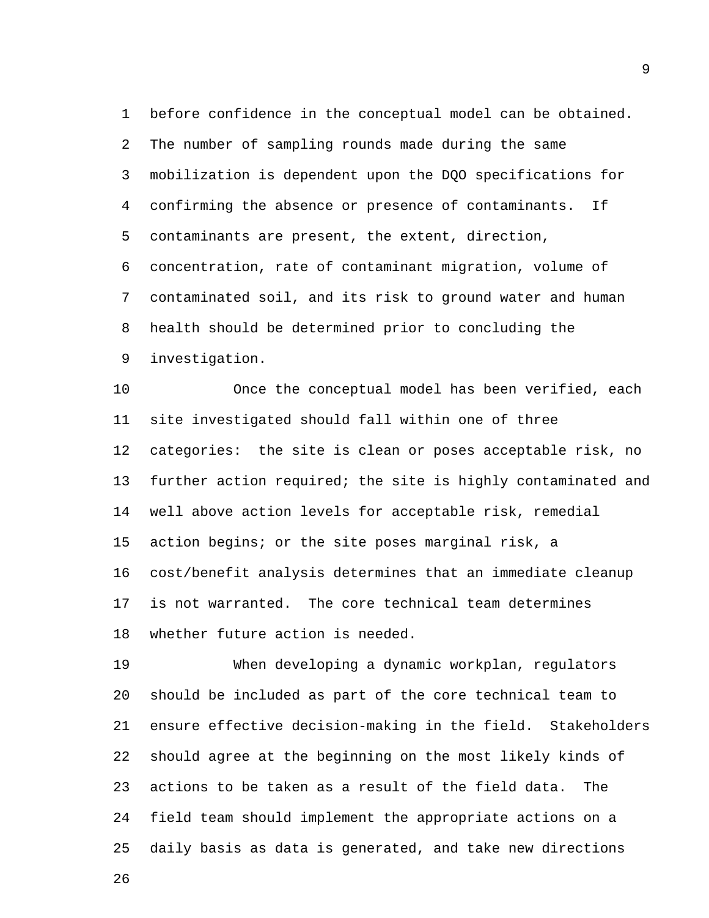before confidence in the conceptual model can be obtained. The number of sampling rounds made during the same mobilization is dependent upon the DQO specifications for confirming the absence or presence of contaminants. If contaminants are present, the extent, direction, concentration, rate of contaminant migration, volume of contaminated soil, and its risk to ground water and human health should be determined prior to concluding the investigation.

Once the conceptual model has been verified, each site investigated should fall within one of three categories: the site is clean or poses acceptable risk, no further action required; the site is highly contaminated and well above action levels for acceptable risk, remedial action begins; or the site poses marginal risk, a cost/benefit analysis determines that an immediate cleanup is not warranted. The core technical team determines whether future action is needed.

When developing a dynamic workplan, regulators should be included as part of the core technical team to ensure effective decision-making in the field. Stakeholders should agree at the beginning on the most likely kinds of actions to be taken as a result of the field data. The field team should implement the appropriate actions on a daily basis as data is generated, and take new directions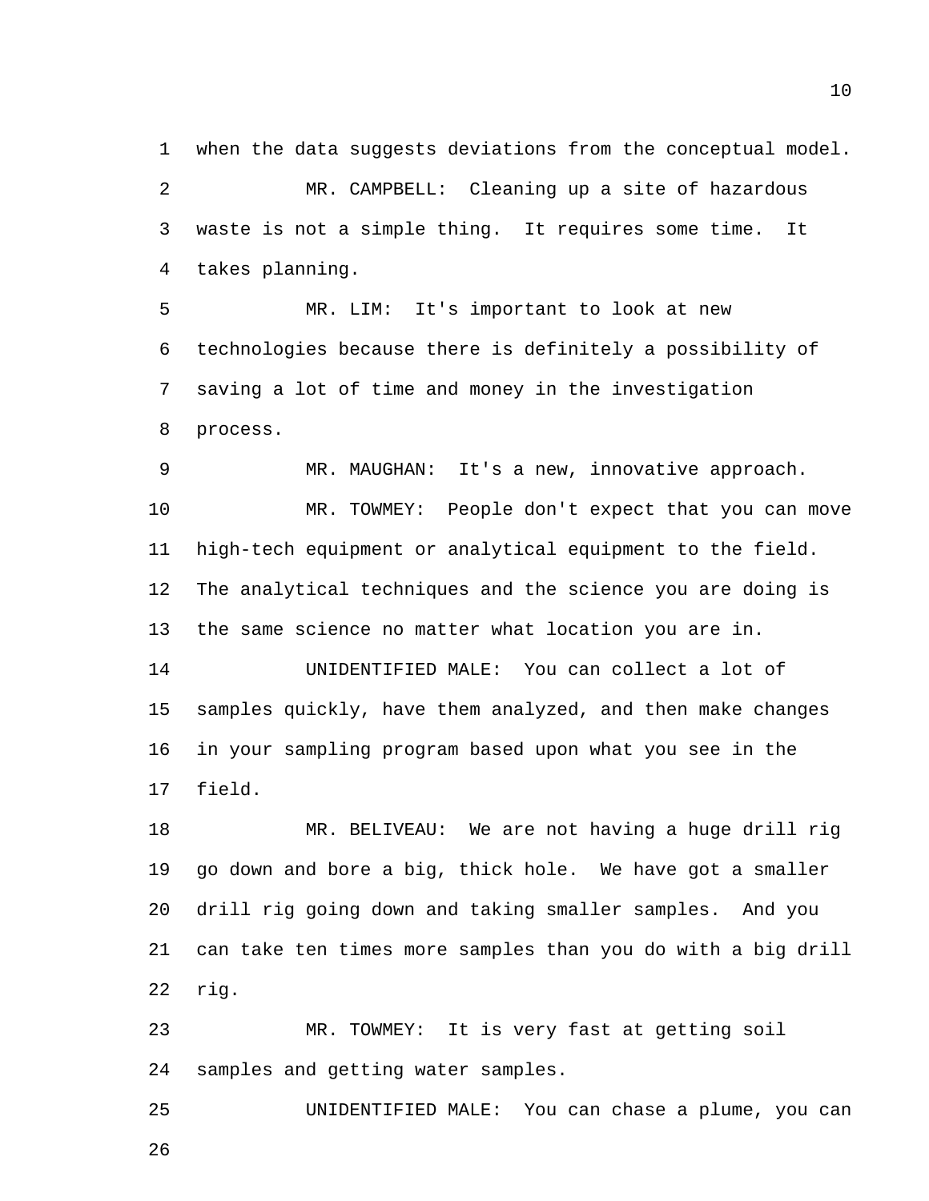when the data suggests deviations from the conceptual model.

MR. CAMPBELL: Cleaning up a site of hazardous waste is not a simple thing. It requires some time. It takes planning.

MR. LIM: It's important to look at new technologies because there is definitely a possibility of saving a lot of time and money in the investigation process.

MR. MAUGHAN: It's a new, innovative approach.

MR. TOWMEY: People don't expect that you can move high-tech equipment or analytical equipment to the field. The analytical techniques and the science you are doing is the same science no matter what location you are in.

UNIDENTIFIED MALE: You can collect a lot of samples quickly, have them analyzed, and then make changes in your sampling program based upon what you see in the field.

MR. BELIVEAU: We are not having a huge drill rig go down and bore a big, thick hole. We have got a smaller drill rig going down and taking smaller samples. And you can take ten times more samples than you do with a big drill rig.

MR. TOWMEY: It is very fast at getting soil samples and getting water samples.

UNIDENTIFIED MALE: You can chase a plume, you can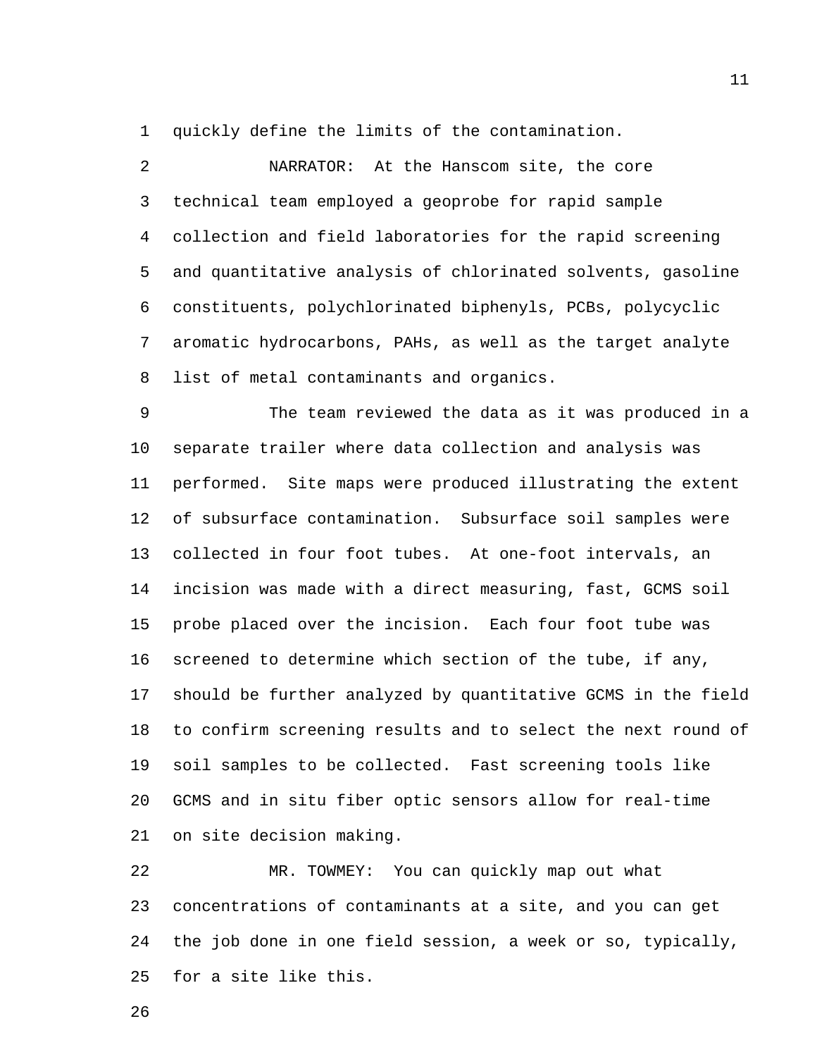quickly define the limits of the contamination.

NARRATOR: At the Hanscom site, the core technical team employed a geoprobe for rapid sample collection and field laboratories for the rapid screening and quantitative analysis of chlorinated solvents, gasoline constituents, polychlorinated biphenyls, PCBs, polycyclic aromatic hydrocarbons, PAHs, as well as the target analyte list of metal contaminants and organics.

The team reviewed the data as it was produced in a separate trailer where data collection and analysis was performed. Site maps were produced illustrating the extent of subsurface contamination. Subsurface soil samples were collected in four foot tubes. At one-foot intervals, an incision was made with a direct measuring, fast, GCMS soil probe placed over the incision. Each four foot tube was screened to determine which section of the tube, if any, should be further analyzed by quantitative GCMS in the field to confirm screening results and to select the next round of soil samples to be collected. Fast screening tools like GCMS and in situ fiber optic sensors allow for real-time on site decision making.

MR. TOWMEY: You can quickly map out what concentrations of contaminants at a site, and you can get the job done in one field session, a week or so, typically, for a site like this.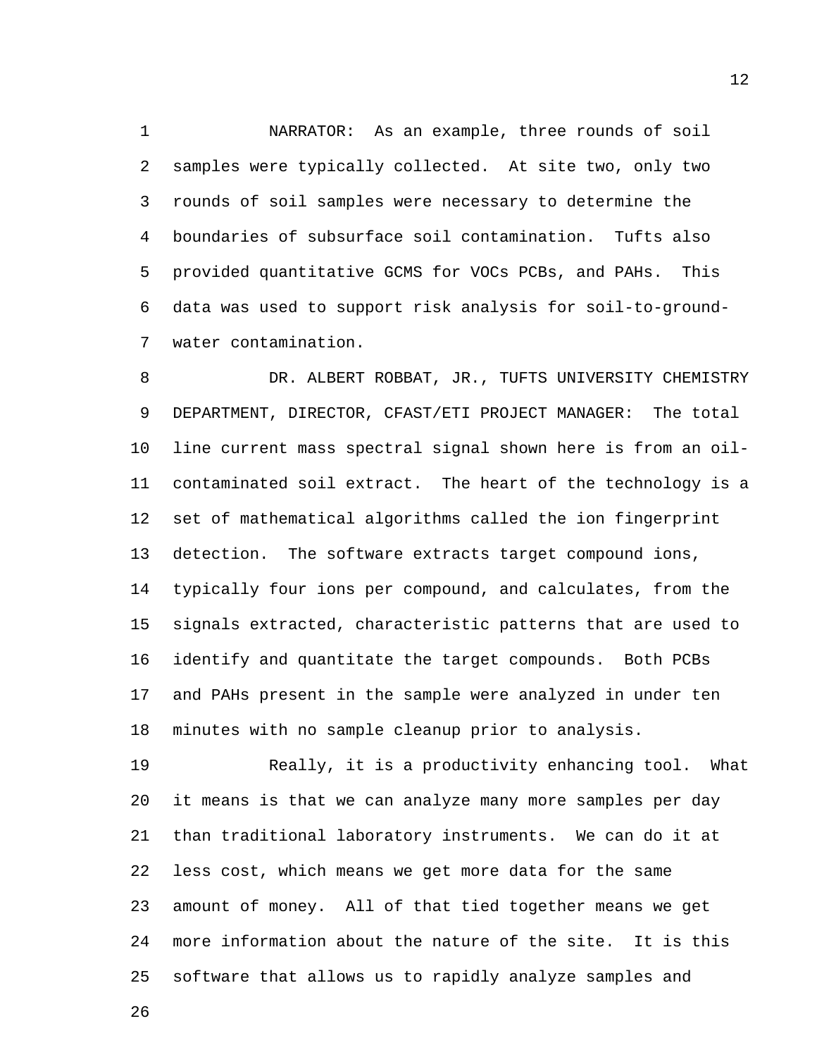NARRATOR: As an example, three rounds of soil samples were typically collected. At site two, only two rounds of soil samples were necessary to determine the boundaries of subsurface soil contamination. Tufts also provided quantitative GCMS for VOCs PCBs, and PAHs. This data was used to support risk analysis for soil-to-ground-water contamination.

DR. ALBERT ROBBAT, JR., TUFTS UNIVERSITY CHEMISTRY DEPARTMENT, DIRECTOR, CFAST/ETI PROJECT MANAGER: The total line current mass spectral signal shown here is from an oil-contaminated soil extract. The heart of the technology is a set of mathematical algorithms called the ion fingerprint detection. The software extracts target compound ions, typically four ions per compound, and calculates, from the signals extracted, characteristic patterns that are used to identify and quantitate the target compounds. Both PCBs and PAHs present in the sample were analyzed in under ten minutes with no sample cleanup prior to analysis.

Really, it is a productivity enhancing tool. What it means is that we can analyze many more samples per day than traditional laboratory instruments. We can do it at less cost, which means we get more data for the same amount of money. All of that tied together means we get more information about the nature of the site. It is this software that allows us to rapidly analyze samples and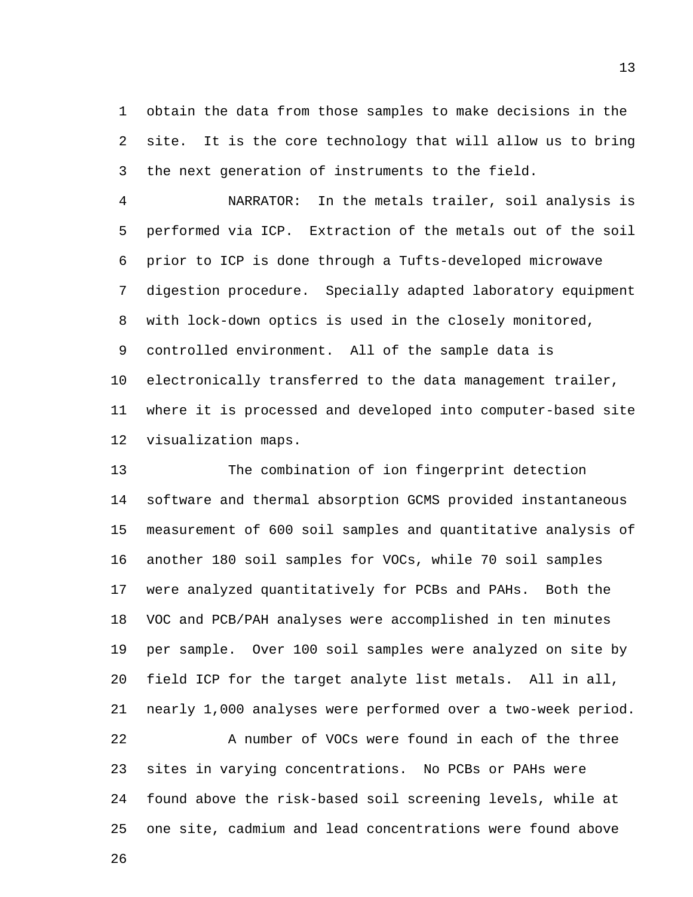obtain the data from those samples to make decisions in the site. It is the core technology that will allow us to bring the next generation of instruments to the field.

NARRATOR: In the metals trailer, soil analysis is performed via ICP. Extraction of the metals out of the soil prior to ICP is done through a Tufts-developed microwave digestion procedure. Specially adapted laboratory equipment with lock-down optics is used in the closely monitored, controlled environment. All of the sample data is electronically transferred to the data management trailer, where it is processed and developed into computer-based site visualization maps.

The combination of ion fingerprint detection software and thermal absorption GCMS provided instantaneous measurement of 600 soil samples and quantitative analysis of another 180 soil samples for VOCs, while 70 soil samples were analyzed quantitatively for PCBs and PAHs. Both the VOC and PCB/PAH analyses were accomplished in ten minutes per sample. Over 100 soil samples were analyzed on site by field ICP for the target analyte list metals. All in all, nearly 1,000 analyses were performed over a two-week period.

A number of VOCs were found in each of the three sites in varying concentrations. No PCBs or PAHs were found above the risk-based soil screening levels, while at one site, cadmium and lead concentrations were found above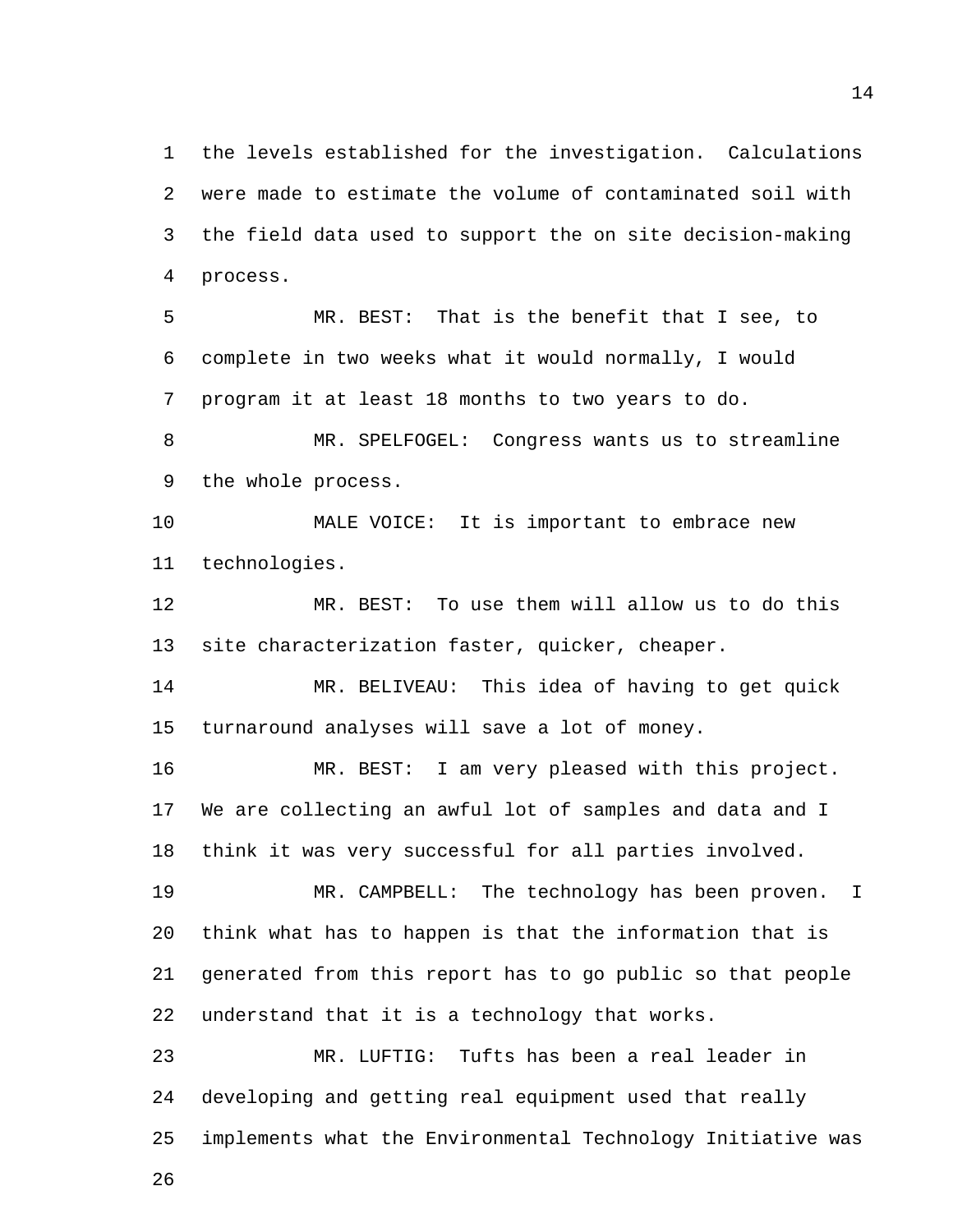the levels established for the investigation. Calculations were made to estimate the volume of contaminated soil with the field data used to support the on site decision-making process.

MR. BEST: That is the benefit that I see, to complete in two weeks what it would normally, I would program it at least 18 months to two years to do.

MR. SPELFOGEL: Congress wants us to streamline the whole process.

MALE VOICE: It is important to embrace new technologies.

MR. BEST: To use them will allow us to do this site characterization faster, quicker, cheaper.

MR. BELIVEAU: This idea of having to get quick turnaround analyses will save a lot of money.

MR. BEST: I am very pleased with this project. We are collecting an awful lot of samples and data and I think it was very successful for all parties involved.

MR. CAMPBELL: The technology has been proven. I think what has to happen is that the information that is generated from this report has to go public so that people understand that it is a technology that works.

MR. LUFTIG: Tufts has been a real leader in developing and getting real equipment used that really implements what the Environmental Technology Initiative was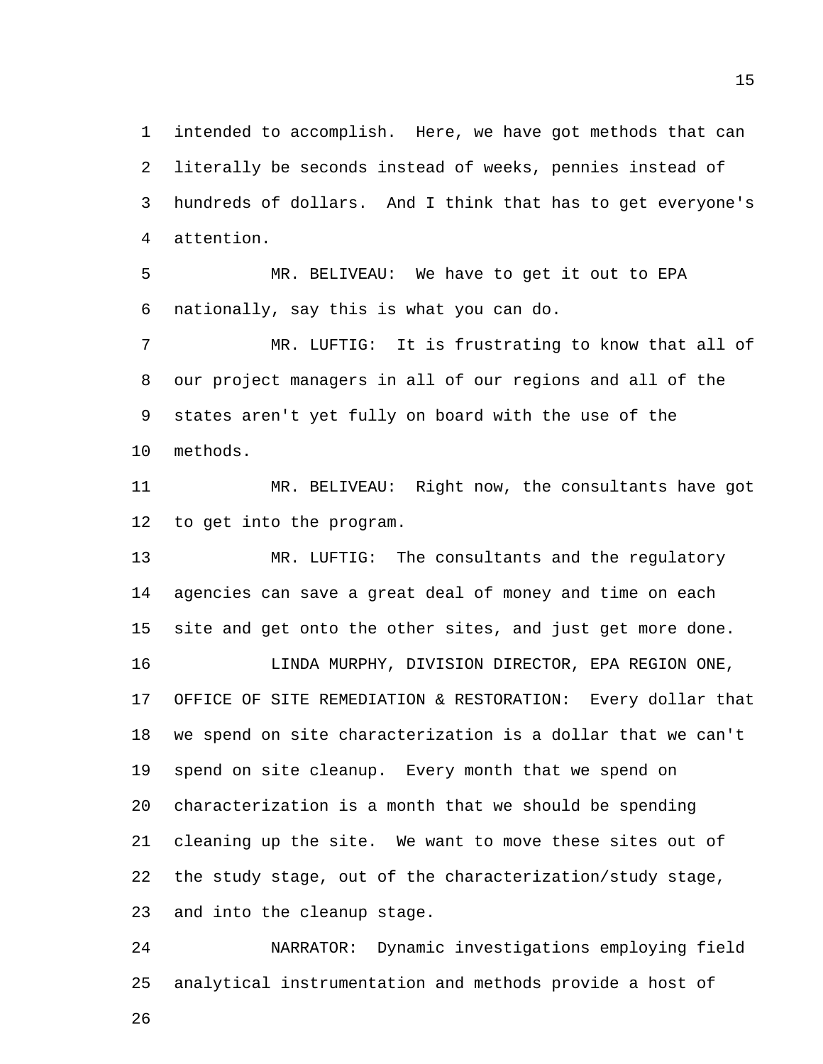intended to accomplish. Here, we have got methods that can literally be seconds instead of weeks, pennies instead of hundreds of dollars. And I think that has to get everyone's attention.

MR. BELIVEAU: We have to get it out to EPA nationally, say this is what you can do.

MR. LUFTIG: It is frustrating to know that all of our project managers in all of our regions and all of the states aren't yet fully on board with the use of the methods.

MR. BELIVEAU: Right now, the consultants have got to get into the program.

MR. LUFTIG: The consultants and the regulatory agencies can save a great deal of money and time on each site and get onto the other sites, and just get more done.

LINDA MURPHY, DIVISION DIRECTOR, EPA REGION ONE, OFFICE OF SITE REMEDIATION & RESTORATION: Every dollar that we spend on site characterization is a dollar that we can't spend on site cleanup. Every month that we spend on characterization is a month that we should be spending cleaning up the site. We want to move these sites out of the study stage, out of the characterization/study stage, and into the cleanup stage.

NARRATOR: Dynamic investigations employing field analytical instrumentation and methods provide a host of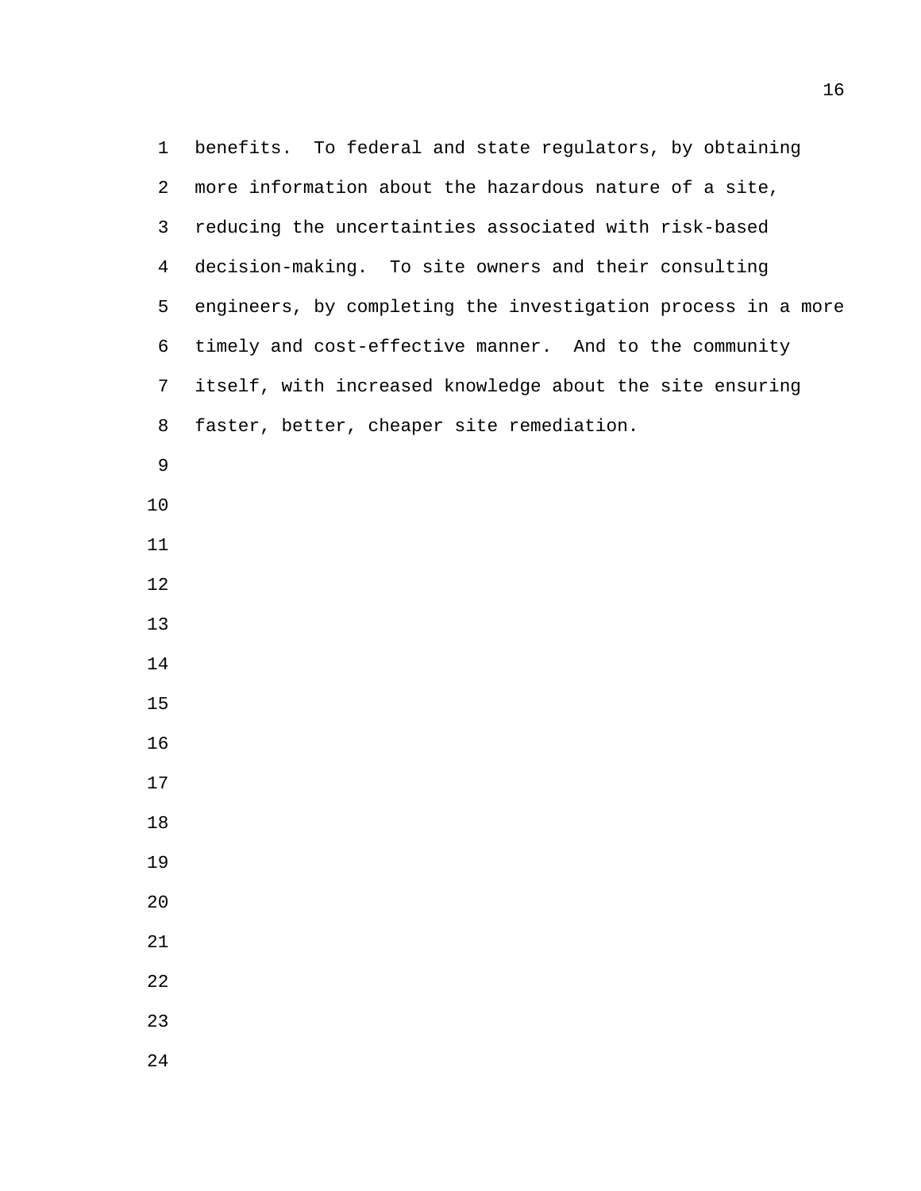benefits. To federal and state regulators, by obtaining more information about the hazardous nature of a site, reducing the uncertainties associated with risk-based decision-making. To site owners and their consulting engineers, by completing the investigation process in a more timely and cost-effective manner. And to the community itself, with increased knowledge about the site ensuring faster, better, cheaper site remediation.